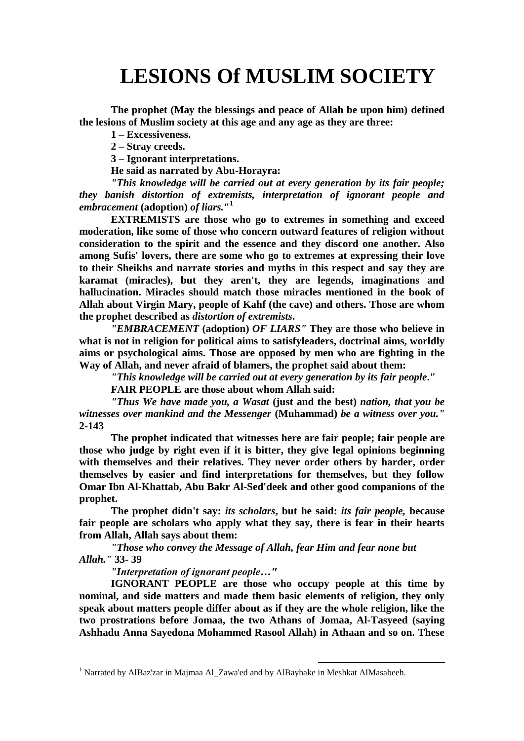# LESIONS Of MUSLIM SOCIETY

**The prophet (May the blessings and peace of Allah be upon him) defined the lesions of Muslim society at this age and any age as they are three:**

**1 – Excessiveness.**

**2 – Stray creeds.**

**3 – Ignorant interpretations.**

**He said as narrated by Abu-Horayra:**

***"This knowledge will be carried out at every generation by its fair people; they banish distortion of extremists, interpretation of ignorant people and embracement* (adoption) *of liars.*"**[1]

**EXTREMISTS are those who go to extremes in something and exceed moderation, like some of those who concern outward features of religion without consideration to the spirit and the essence and they discord one another. Also among Sufis' lovers, there are some who go to extremes at expressing their love to their Sheikhs and narrate stories and myths in this respect and say they are karamat (miracles), but they aren't, they are legends, imaginations and hallucination. Miracles should match those miracles mentioned in the book of Allah about Virgin Mary, people of Kahf (the cave) and others. Those are whom the prophet described as *distortion of extremists*.**

***"EMBRACEMENT* (adoption) *OF LIARS"* They are those who believe in what is not in religion for political aims to satisfyleaders, doctrinal aims, worldly aims or psychological aims. Those are opposed by men who are fighting in the Way of Allah, and never afraid of blamers, the prophet said about them:**

***"This knowledge will be carried out at every generation by its fair people*."**

**FAIR PEOPLE are those about whom Allah said:**

***"Thus We have made you, a Wasat* (just and the best) *nation, that you be witnesses over mankind and the Messenger* (Muhammad) *be a witness over you."* 2-143**

**The prophet indicated that witnesses here are fair people; fair people are those who judge by right even if it is bitter, they give legal opinions beginning with themselves and their relatives. They never order others by harder, order themselves by easier and find interpretations for themselves, but they follow Omar Ibn Al-Khattab, Abu Bakr Al-Sed'deek and other good companions of the prophet.**

**The prophet didn't say: *its scholars*, but he said: *its fair people,* because fair people are scholars who apply what they say, there is fear in their hearts from Allah, Allah says about them:**

***"Those who convey the Message of Allah, fear Him and fear none but Allah."* 33- 39**

***"Interpretation of ignorant people…"***

**IGNORANT PEOPLE are those who occupy people at this time by nominal, and side matters and made them basic elements of religion, they only speak about matters people differ about as if they are the whole religion, like the two prostrations before Jomaa, the two Athans of Jomaa, Al-Tasyeed (saying Ashhadu Anna Sayedona Mohammed Rasool Allah) in Athaan and so on. These**

[1] Narrated by AlBaz'zar in Majmaa Al_Zawa'ed and by AlBayhake in Meshkat AlMasabeeh.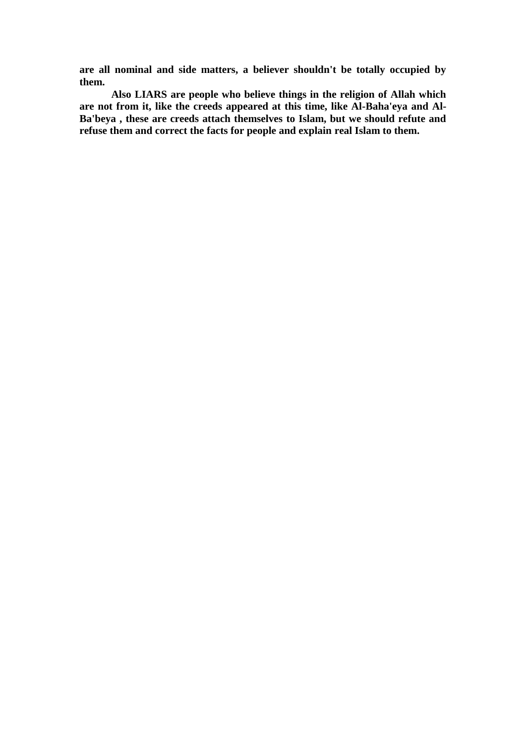**are all nominal and side matters, a believer shouldn't be totally occupied by them.**

**Also LIARS are people who believe things in the religion of Allah which are not from it, like the creeds appeared at this time, like Al-Baha'eya and Al-Ba'beya , these are creeds attach themselves to Islam, but we should refute and refuse them and correct the facts for people and explain real Islam to them.**